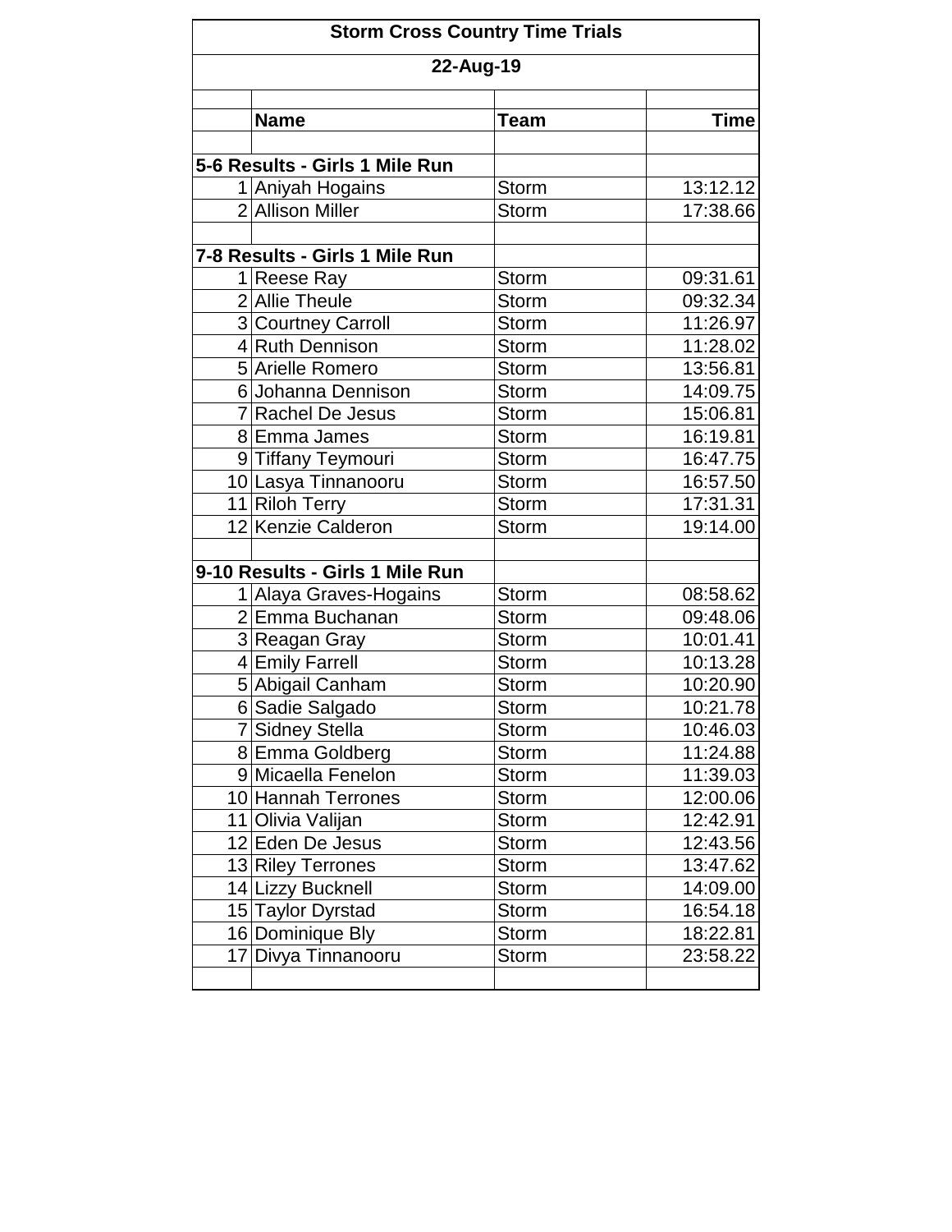# Storm Cross Country Time Trials

## 22-Aug-19

| | Name | Team | Time |
|---|---|---|---|
| **5-6 Results - Girls 1 Mile Run** | | | |
| 1 | Aniyah Hogains | Storm | 13:12.12 |
| 2 | Allison Miller | Storm | 17:38.66 |
| | | | |
| **7-8 Results - Girls 1 Mile Run** | | | |
| 1 | Reese Ray | Storm | 09:31.61 |
| 2 | Allie Theule | Storm | 09:32.34 |
| 3 | Courtney Carroll | Storm | 11:26.97 |
| 4 | Ruth Dennison | Storm | 11:28.02 |
| 5 | Arielle Romero | Storm | 13:56.81 |
| 6 | Johanna Dennison | Storm | 14:09.75 |
| 7 | Rachel De Jesus | Storm | 15:06.81 |
| 8 | Emma James | Storm | 16:19.81 |
| 9 | Tiffany Teymouri | Storm | 16:47.75 |
| 10 | Lasya Tinnanooru | Storm | 16:57.50 |
| 11 | Riloh Terry | Storm | 17:31.31 |
| 12 | Kenzie Calderon | Storm | 19:14.00 |
| | | | |
| **9-10 Results - Girls 1 Mile Run** | | | |
| 1 | Alaya Graves-Hogains | Storm | 08:58.62 |
| 2 | Emma Buchanan | Storm | 09:48.06 |
| 3 | Reagan Gray | Storm | 10:01.41 |
| 4 | Emily Farrell | Storm | 10:13.28 |
| 5 | Abigail Canham | Storm | 10:20.90 |
| 6 | Sadie Salgado | Storm | 10:21.78 |
| 7 | Sidney Stella | Storm | 10:46.03 |
| 8 | Emma Goldberg | Storm | 11:24.88 |
| 9 | Micaella Fenelon | Storm | 11:39.03 |
| 10 | Hannah Terrones | Storm | 12:00.06 |
| 11 | Olivia Valijan | Storm | 12:42.91 |
| 12 | Eden De Jesus | Storm | 12:43.56 |
| 13 | Riley Terrones | Storm | 13:47.62 |
| 14 | Lizzy Bucknell | Storm | 14:09.00 |
| 15 | Taylor Dyrstad | Storm | 16:54.18 |
| 16 | Dominique Bly | Storm | 18:22.81 |
| 17 | Divya Tinnanooru | Storm | 23:58.22 |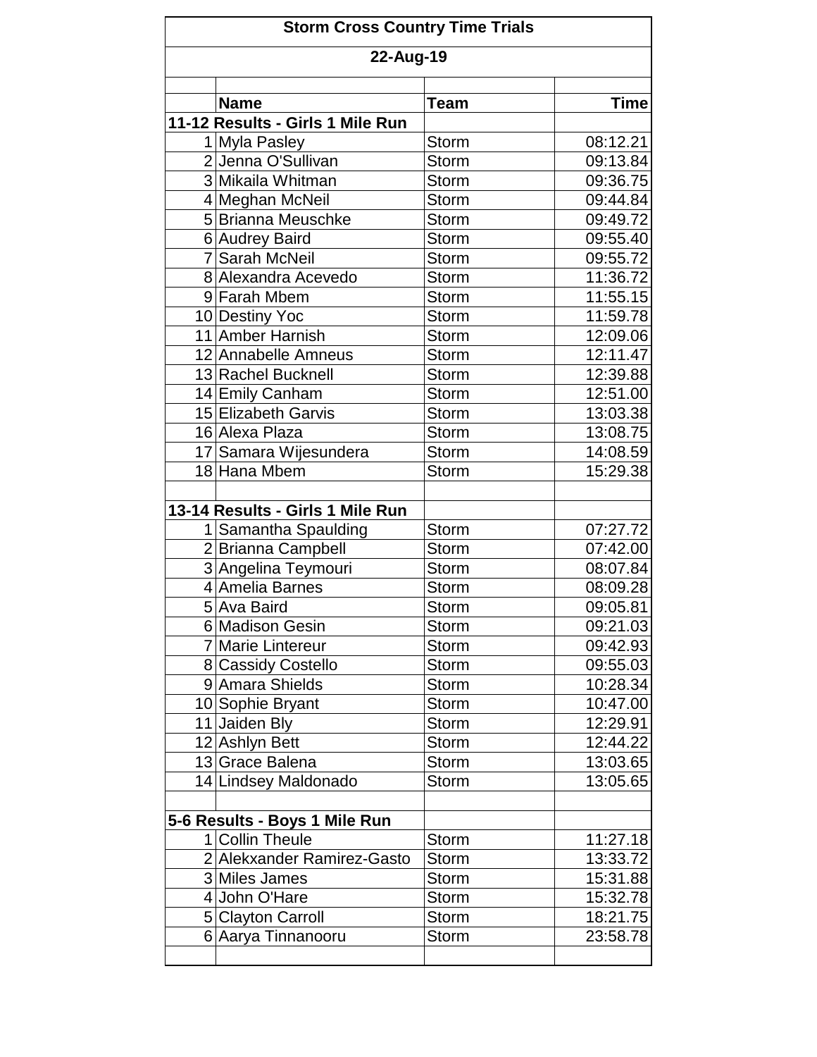# Storm Cross Country Time Trials

## 22-Aug-19

| | Name | Team | Time |
|---|---|---|---|
| **11-12 Results - Girls 1 Mile Run** | | | |
| 1 | Myla Pasley | Storm | 08:12.21 |
| 2 | Jenna O'Sullivan | Storm | 09:13.84 |
| 3 | Mikaila Whitman | Storm | 09:36.75 |
| 4 | Meghan McNeil | Storm | 09:44.84 |
| 5 | Brianna Meuschke | Storm | 09:49.72 |
| 6 | Audrey Baird | Storm | 09:55.40 |
| 7 | Sarah McNeil | Storm | 09:55.72 |
| 8 | Alexandra Acevedo | Storm | 11:36.72 |
| 9 | Farah Mbem | Storm | 11:55.15 |
| 10 | Destiny Yoc | Storm | 11:59.78 |
| 11 | Amber Harnish | Storm | 12:09.06 |
| 12 | Annabelle Amneus | Storm | 12:11.47 |
| 13 | Rachel Bucknell | Storm | 12:39.88 |
| 14 | Emily Canham | Storm | 12:51.00 |
| 15 | Elizabeth Garvis | Storm | 13:03.38 |
| 16 | Alexa Plaza | Storm | 13:08.75 |
| 17 | Samara Wijesundera | Storm | 14:08.59 |
| 18 | Hana Mbem | Storm | 15:29.38 |
| | | | |
| **13-14 Results - Girls 1 Mile Run** | | | |
| 1 | Samantha Spaulding | Storm | 07:27.72 |
| 2 | Brianna Campbell | Storm | 07:42.00 |
| 3 | Angelina Teymouri | Storm | 08:07.84 |
| 4 | Amelia Barnes | Storm | 08:09.28 |
| 5 | Ava Baird | Storm | 09:05.81 |
| 6 | Madison Gesin | Storm | 09:21.03 |
| 7 | Marie Lintereur | Storm | 09:42.93 |
| 8 | Cassidy Costello | Storm | 09:55.03 |
| 9 | Amara Shields | Storm | 10:28.34 |
| 10 | Sophie Bryant | Storm | 10:47.00 |
| 11 | Jaiden Bly | Storm | 12:29.91 |
| 12 | Ashlyn Bett | Storm | 12:44.22 |
| 13 | Grace Balena | Storm | 13:03.65 |
| 14 | Lindsey Maldonado | Storm | 13:05.65 |
| | | | |
| **5-6 Results - Boys 1 Mile Run** | | | |
| 1 | Collin Theule | Storm | 11:27.18 |
| 2 | Alekxander Ramirez-Gasto | Storm | 13:33.72 |
| 3 | Miles James | Storm | 15:31.88 |
| 4 | John O'Hare | Storm | 15:32.78 |
| 5 | Clayton Carroll | Storm | 18:21.75 |
| 6 | Aarya Tinnanooru | Storm | 23:58.78 |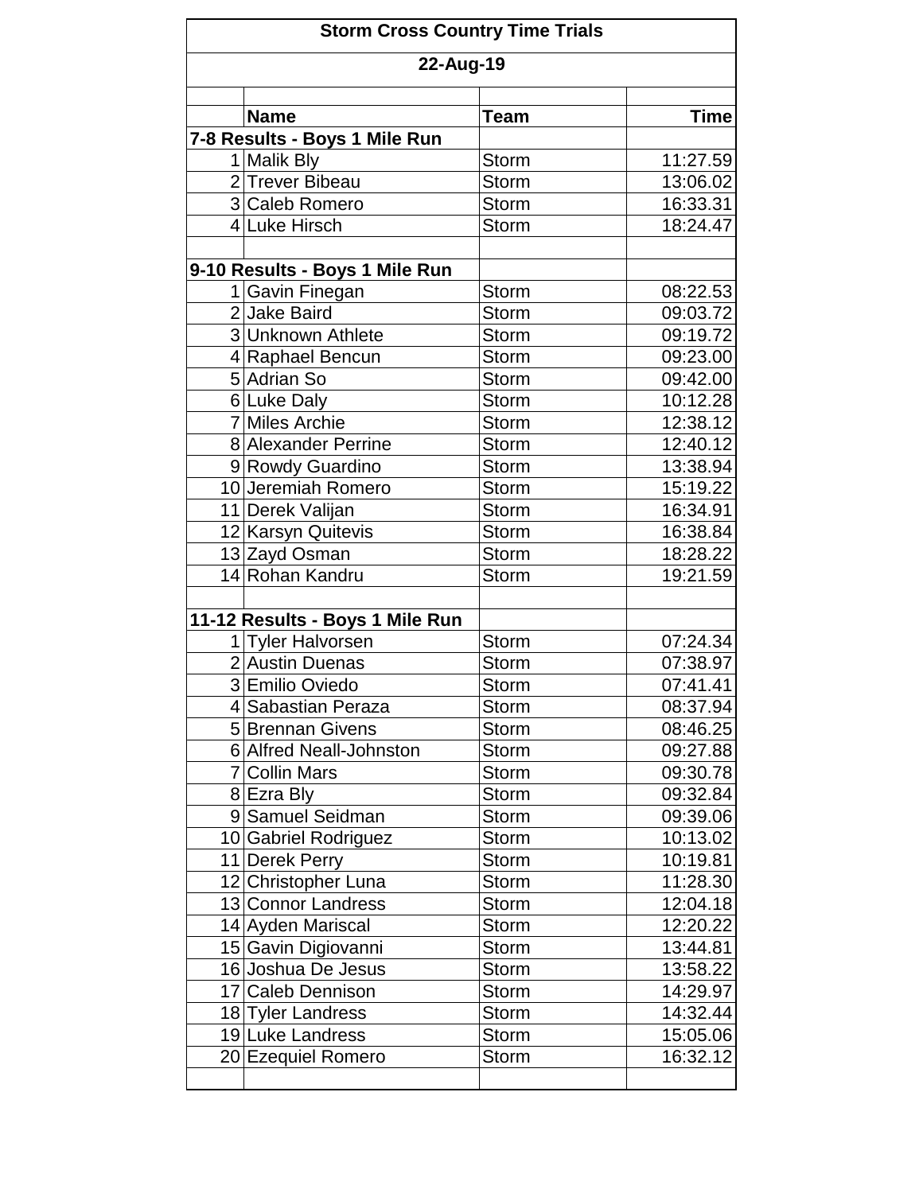| Storm Cross Country Time Trials | | | |
|---|---|---|---|
| 22-Aug-19 | | | |
| | **Name** | **Team** | **Time** |
| **7-8 Results - Boys 1 Mile Run** | | | |
| 1 | Malik Bly | Storm | 11:27.59 |
| 2 | Trever Bibeau | Storm | 13:06.02 |
| 3 | Caleb Romero | Storm | 16:33.31 |
| 4 | Luke Hirsch | Storm | 18:24.47 |
| | | | |
| **9-10 Results - Boys 1 Mile Run** | | | |
| 1 | Gavin Finegan | Storm | 08:22.53 |
| 2 | Jake Baird | Storm | 09:03.72 |
| 3 | Unknown Athlete | Storm | 09:19.72 |
| 4 | Raphael Bencun | Storm | 09:23.00 |
| 5 | Adrian So | Storm | 09:42.00 |
| 6 | Luke Daly | Storm | 10:12.28 |
| 7 | Miles Archie | Storm | 12:38.12 |
| 8 | Alexander Perrine | Storm | 12:40.12 |
| 9 | Rowdy Guardino | Storm | 13:38.94 |
| 10 | Jeremiah Romero | Storm | 15:19.22 |
| 11 | Derek Valijan | Storm | 16:34.91 |
| 12 | Karsyn Quitevis | Storm | 16:38.84 |
| 13 | Zayd Osman | Storm | 18:28.22 |
| 14 | Rohan Kandru | Storm | 19:21.59 |
| | | | |
| **11-12 Results - Boys 1 Mile Run** | | | |
| 1 | Tyler Halvorsen | Storm | 07:24.34 |
| 2 | Austin Duenas | Storm | 07:38.97 |
| 3 | Emilio Oviedo | Storm | 07:41.41 |
| 4 | Sabastian Peraza | Storm | 08:37.94 |
| 5 | Brennan Givens | Storm | 08:46.25 |
| 6 | Alfred Neall-Johnston | Storm | 09:27.88 |
| 7 | Collin Mars | Storm | 09:30.78 |
| 8 | Ezra Bly | Storm | 09:32.84 |
| 9 | Samuel Seidman | Storm | 09:39.06 |
| 10 | Gabriel Rodriguez | Storm | 10:13.02 |
| 11 | Derek Perry | Storm | 10:19.81 |
| 12 | Christopher Luna | Storm | 11:28.30 |
| 13 | Connor Landress | Storm | 12:04.18 |
| 14 | Ayden Mariscal | Storm | 12:20.22 |
| 15 | Gavin Digiovanni | Storm | 13:44.81 |
| 16 | Joshua De Jesus | Storm | 13:58.22 |
| 17 | Caleb Dennison | Storm | 14:29.97 |
| 18 | Tyler Landress | Storm | 14:32.44 |
| 19 | Luke Landress | Storm | 15:05.06 |
| 20 | Ezequiel Romero | Storm | 16:32.12 |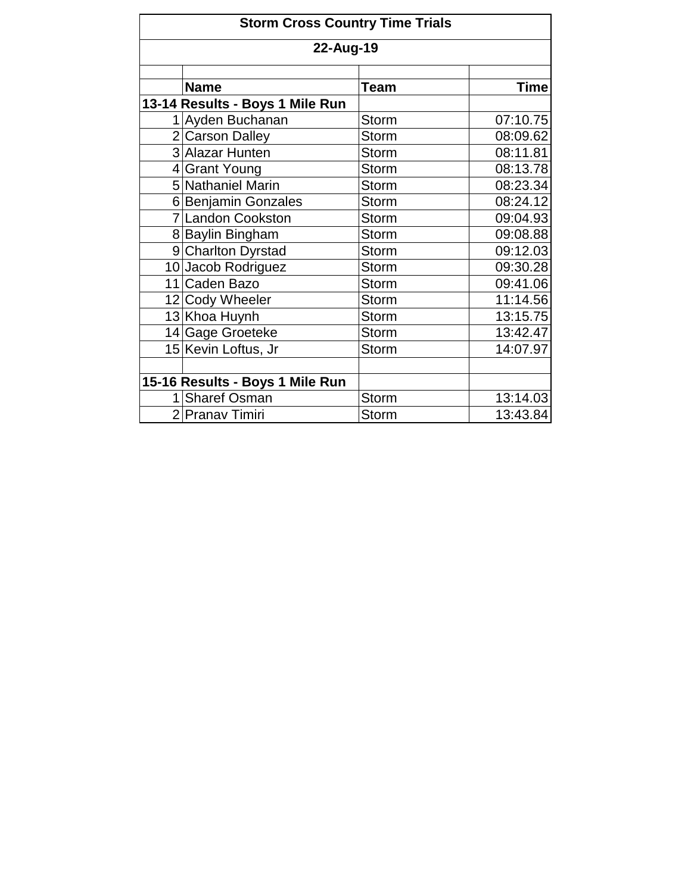# Storm Cross Country Time Trials

## 22-Aug-19

| | Name | Team | Time |
|---|---|---|---|
| **13-14 Results - Boys 1 Mile Run** | | | |
| 1 | Ayden Buchanan | Storm | 07:10.75 |
| 2 | Carson Dalley | Storm | 08:09.62 |
| 3 | Alazar Hunten | Storm | 08:11.81 |
| 4 | Grant Young | Storm | 08:13.78 |
| 5 | Nathaniel Marin | Storm | 08:23.34 |
| 6 | Benjamin Gonzales | Storm | 08:24.12 |
| 7 | Landon Cookston | Storm | 09:04.93 |
| 8 | Baylin Bingham | Storm | 09:08.88 |
| 9 | Charlton Dyrstad | Storm | 09:12.03 |
| 10 | Jacob Rodriguez | Storm | 09:30.28 |
| 11 | Caden Bazo | Storm | 09:41.06 |
| 12 | Cody Wheeler | Storm | 11:14.56 |
| 13 | Khoa Huynh | Storm | 13:15.75 |
| 14 | Gage Groeteke | Storm | 13:42.47 |
| 15 | Kevin Loftus, Jr | Storm | 14:07.97 |
| | | | |
| **15-16 Results - Boys 1 Mile Run** | | | |
| 1 | Sharef Osman | Storm | 13:14.03 |
| 2 | Pranav Timiri | Storm | 13:43.84 |